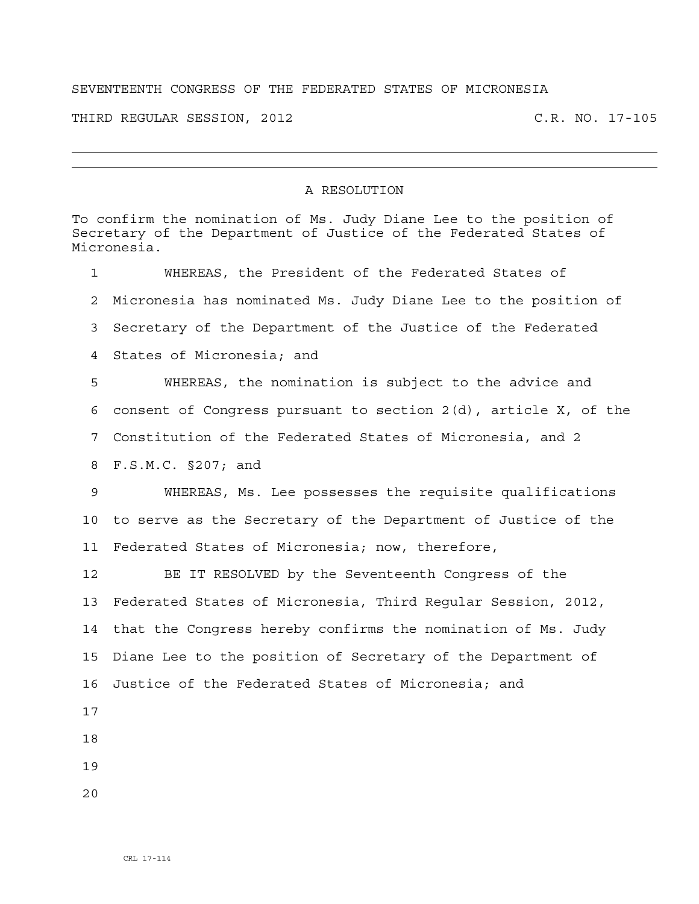SEVENTEENTH CONGRESS OF THE FEDERATED STATES OF MICRONESIA

THIRD REGULAR SESSION, 2012 C.R. NO. 17-105

---

# A RESOLUTION

To confirm the nomination of Ms. Judy Diane Lee to the position of Secretary of the Department of Justice of the Federated States of Micronesia.

WHEREAS, the President of the Federated States of Micronesia has nominated Ms. Judy Diane Lee to the position of Secretary of the Department of the Justice of the Federated States of Micronesia; and

WHEREAS, the nomination is subject to the advice and consent of Congress pursuant to section 2(d), article X, of the Constitution of the Federated States of Micronesia, and 2 F.S.M.C. §207; and

WHEREAS, Ms. Lee possesses the requisite qualifications to serve as the Secretary of the Department of Justice of the Federated States of Micronesia; now, therefore,

BE IT RESOLVED by the Seventeenth Congress of the Federated States of Micronesia, Third Regular Session, 2012, that the Congress hereby confirms the nomination of Ms. Judy Diane Lee to the position of Secretary of the Department of Justice of the Federated States of Micronesia; and

CRL 17-114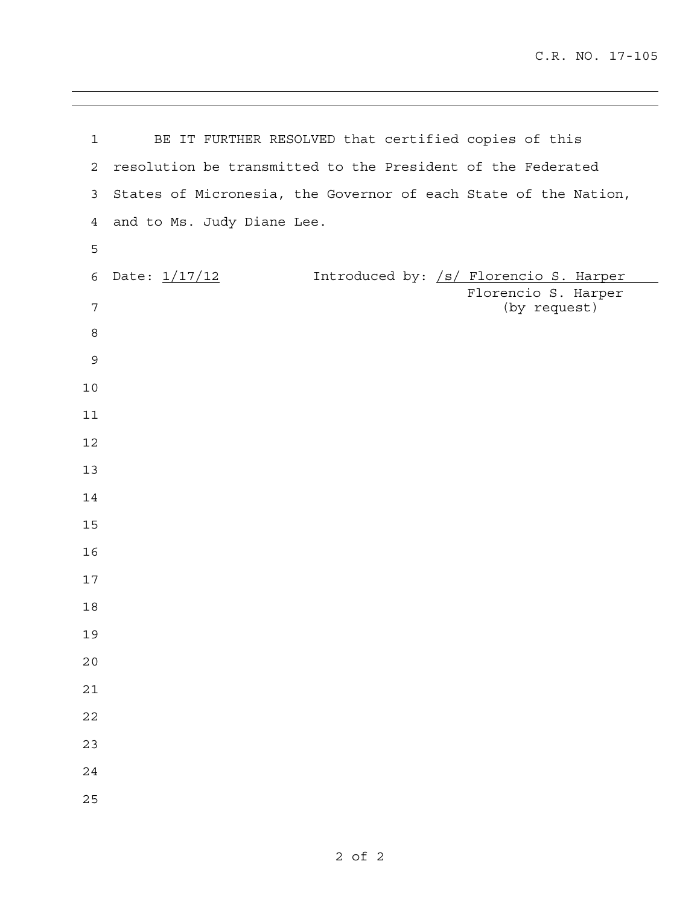BE IT FURTHER RESOLVED that certified copies of this resolution be transmitted to the President of the Federated States of Micronesia, the Governor of each State of the Nation, and to Ms. Judy Diane Lee.

Date: 1/17/12

Introduced by: /s/ Florencio S. Harper
Florencio S. Harper
(by request)